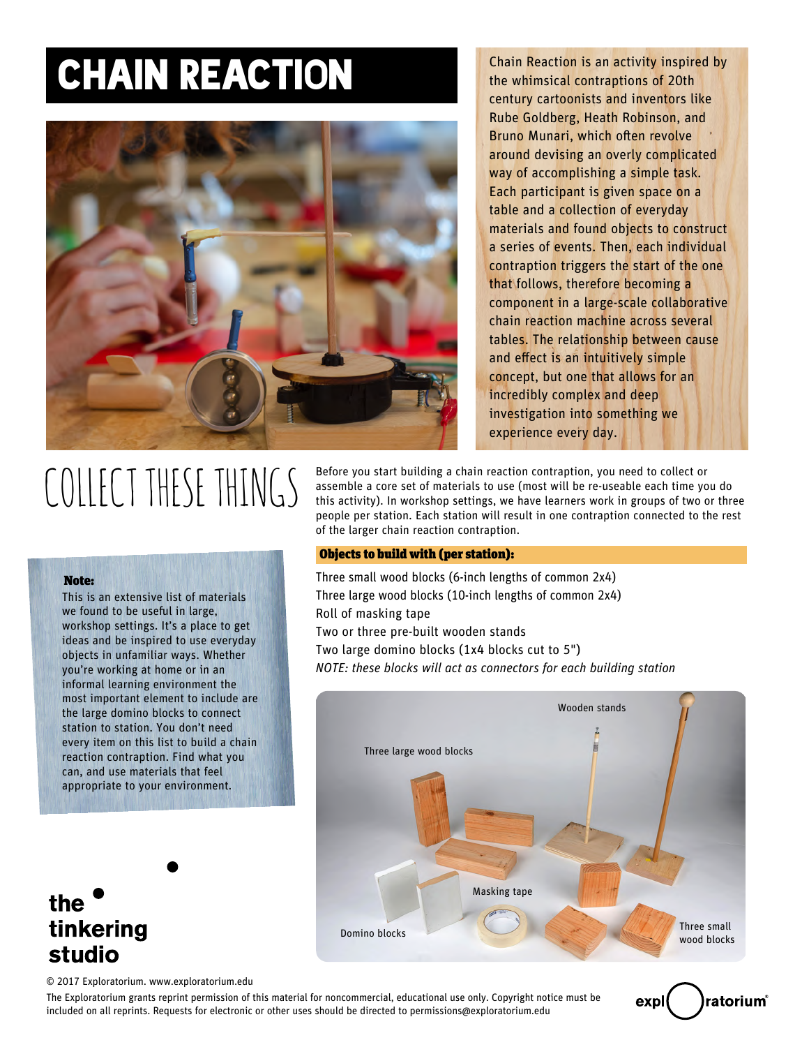# CHAIN REACTION

Chain Reaction is an activity inspired by the whimsical contraptions of 20th century cartoonists and inventors like Rube Goldberg, Heath Robinson, and Bruno Munari, which often revolve around devising an overly complicated way of accomplishing a simple task. Each participant is given space on a table and a collection of everyday materials and found objects to construct a series of events. Then, each individual contraption triggers the start of the one that follows, therefore becoming a component in a large-scale collaborative chain reaction machine across several tables. The relationship between cause and effect is an intuitively simple concept, but one that allows for an incredibly complex and deep investigation into something we experience every day.

## COLLECT THESE THINGS

Before you start building a chain reaction contraption, you need to collect or assemble a core set of materials to use (most will be re-useable each time you do this activity). In workshop settings, we have learners work in groups of two or three people per station. Each station will result in one contraption connected to the rest of the larger chain reaction contraption.

**Note:**
This is an extensive list of materials we found to be useful in large, workshop settings. It's a place to get ideas and be inspired to use everyday objects in unfamiliar ways. Whether you're working at home or in an informal learning environment the most important element to include are the large domino blocks to connect station to station. You don't need every item on this list to build a chain reaction contraption. Find what you can, and use materials that feel appropriate to your environment.

### Objects to build with (per station):

Three small wood blocks (6-inch lengths of common 2x4)
Three large wood blocks (10-inch lengths of common 2x4)
Roll of masking tape
Two or three pre-built wooden stands
Two large domino blocks (1x4 blocks cut to 5")
*NOTE: these blocks will act as connectors for each building station*

Wooden stands
Three large wood blocks
Masking tape
Domino blocks
Three small wood blocks

© 2017 Exploratorium. www.exploratorium.edu
The Exploratorium grants reprint permission of this material for noncommercial, educational use only. Copyright notice must be included on all reprints. Requests for electronic or other uses should be directed to permissions@exploratorium.edu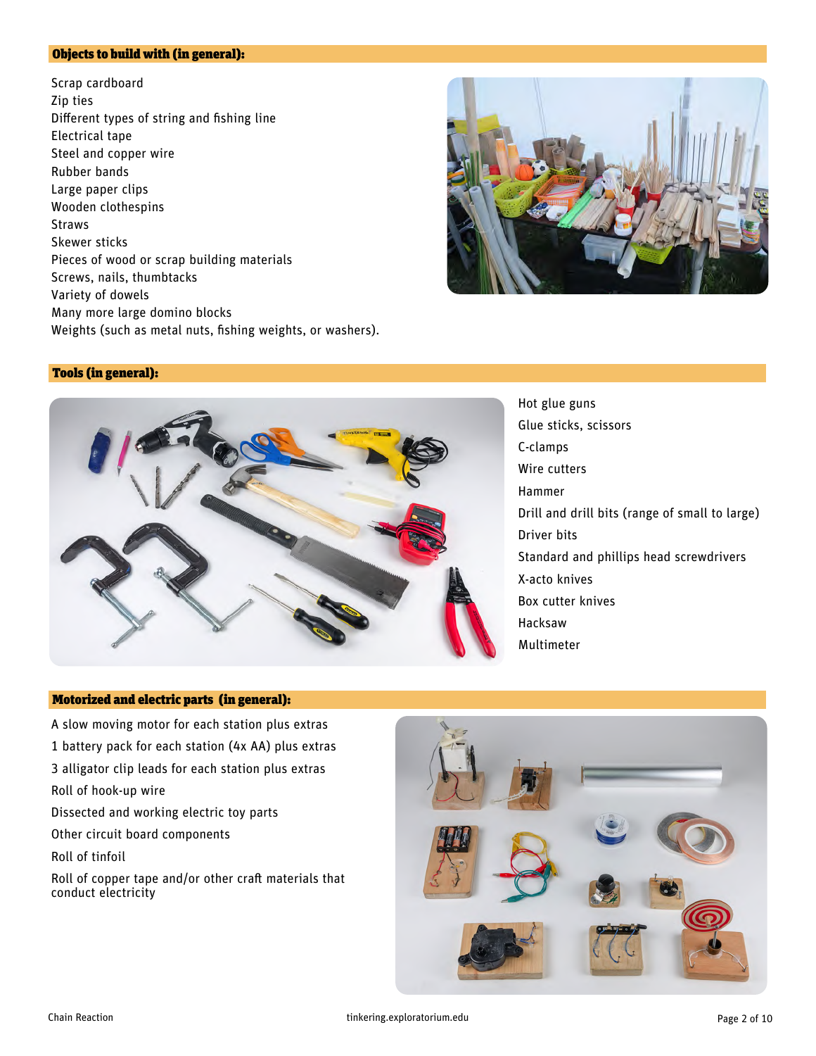## Objects to build with (in general):

Scrap cardboard
Zip ties
Different types of string and fishing line
Electrical tape
Steel and copper wire
Rubber bands
Large paper clips
Wooden clothespins
Straws
Skewer sticks
Pieces of wood or scrap building materials
Screws, nails, thumbtacks
Variety of dowels
Many more large domino blocks
Weights (such as metal nuts, fishing weights, or washers).

## Tools (in general):

Hot glue guns
Glue sticks, scissors
C-clamps
Wire cutters
Hammer
Drill and drill bits (range of small to large)
Driver bits
Standard and phillips head screwdrivers
X-acto knives
Box cutter knives
Hacksaw
Multimeter

## Motorized and electric parts (in general):

A slow moving motor for each station plus extras
1 battery pack for each station (4x AA) plus extras
3 alligator clip leads for each station plus extras
Roll of hook-up wire
Dissected and working electric toy parts
Other circuit board components
Roll of tinfoil
Roll of copper tape and/or other craft materials that conduct electricity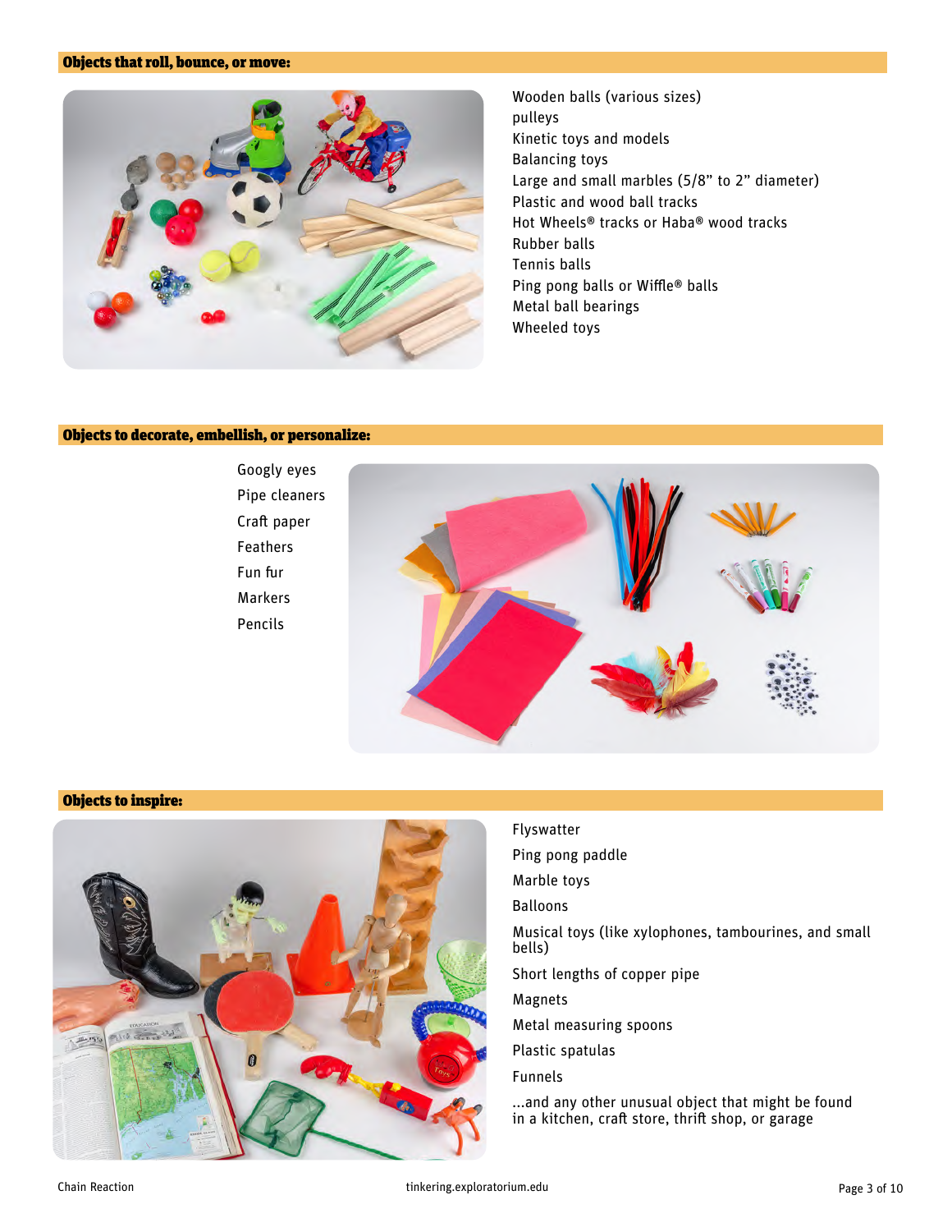## Objects that roll, bounce, or move:

- Wooden balls (various sizes)
- pulleys
- Kinetic toys and models
- Balancing toys
- Large and small marbles (5/8” to 2” diameter)
- Plastic and wood ball tracks
- Hot Wheels® tracks or Haba® wood tracks
- Rubber balls
- Tennis balls
- Ping pong balls or Wiffle® balls
- Metal ball bearings
- Wheeled toys

## Objects to decorate, embellish, or personalize:

- Googly eyes
- Pipe cleaners
- Craft paper
- Feathers
- Fun fur
- Markers
- Pencils

## Objects to inspire:

- Flyswatter
- Ping pong paddle
- Marble toys
- Balloons
- Musical toys (like xylophones, tambourines, and small bells)
- Short lengths of copper pipe
- Magnets
- Metal measuring spoons
- Plastic spatulas
- Funnels
- ...and any other unusual object that might be found in a kitchen, craft store, thrift shop, or garage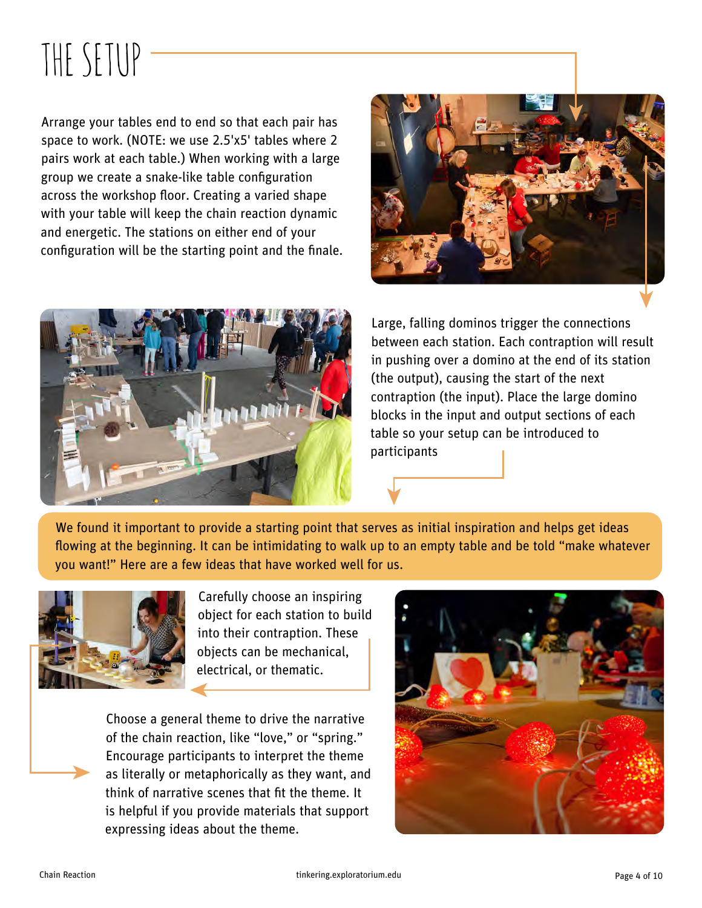# THE SETUP

Arrange your tables end to end so that each pair has space to work. (NOTE: we use 2.5'x5' tables where 2 pairs work at each table.) When working with a large group we create a snake-like table configuration across the workshop floor. Creating a varied shape with your table will keep the chain reaction dynamic and energetic. The stations on either end of your configuration will be the starting point and the finale.

Large, falling dominos trigger the connections between each station. Each contraption will result in pushing over a domino at the end of its station (the output), causing the start of the next contraption (the input). Place the large domino blocks in the input and output sections of each table so your setup can be introduced to participants

We found it important to provide a starting point that serves as initial inspiration and helps get ideas flowing at the beginning. It can be intimidating to walk up to an empty table and be told "make whatever you want!" Here are a few ideas that have worked well for us.

Carefully choose an inspiring object for each station to build into their contraption. These objects can be mechanical, electrical, or thematic.

Choose a general theme to drive the narrative of the chain reaction, like "love," or "spring." Encourage participants to interpret the theme as literally or metaphorically as they want, and think of narrative scenes that fit the theme. It is helpful if you provide materials that support expressing ideas about the theme.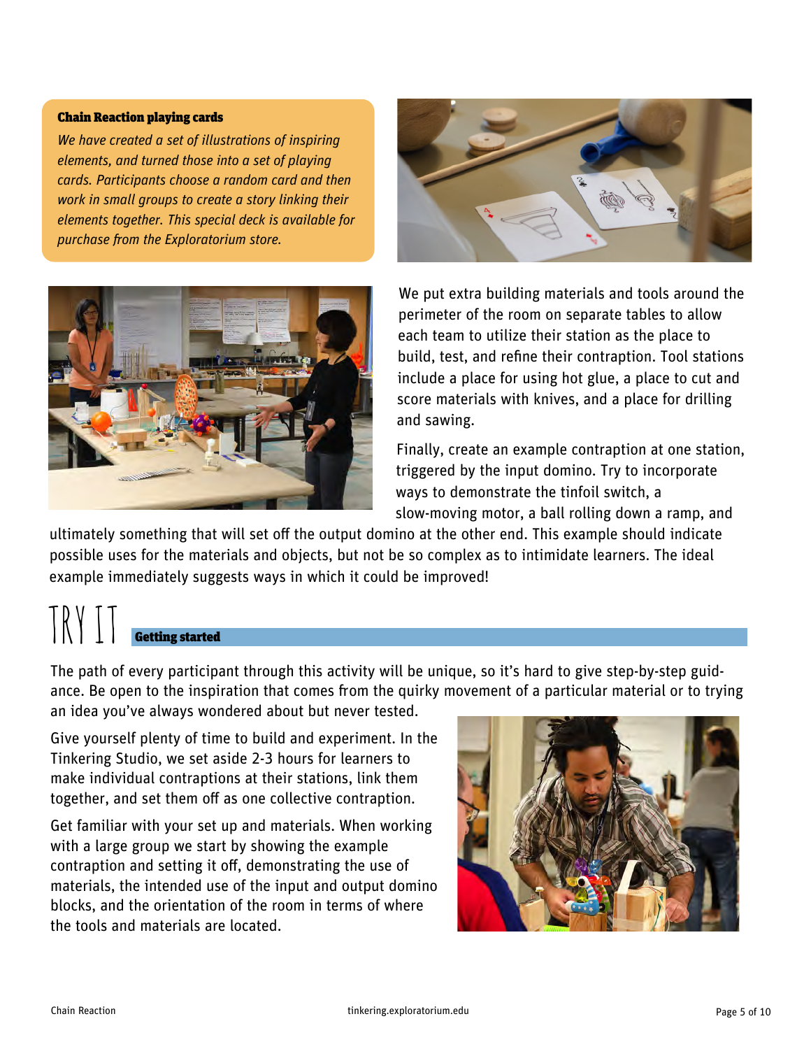**Chain Reaction playing cards**

*We have created a set of illustrations of inspiring elements, and turned those into a set of playing cards. Participants choose a random card and then work in small groups to create a story linking their elements together. This special deck is available for purchase from the Exploratorium store.*

We put extra building materials and tools around the perimeter of the room on separate tables to allow each team to utilize their station as the place to build, test, and refine their contraption. Tool stations include a place for using hot glue, a place to cut and score materials with knives, and a place for drilling and sawing.

Finally, create an example contraption at one station, triggered by the input domino. Try to incorporate ways to demonstrate the tinfoil switch, a slow-moving motor, a ball rolling down a ramp, and ultimately something that will set off the output domino at the other end. This example should indicate possible uses for the materials and objects, but not be so complex as to intimidate learners. The ideal example immediately suggests ways in which it could be improved!

# TRY IT

## Getting started

The path of every participant through this activity will be unique, so it's hard to give step-by-step guidance. Be open to the inspiration that comes from the quirky movement of a particular material or to trying an idea you've always wondered about but never tested.

Give yourself plenty of time to build and experiment. In the Tinkering Studio, we set aside 2-3 hours for learners to make individual contraptions at their stations, link them together, and set them off as one collective contraption.

Get familiar with your set up and materials. When working with a large group we start by showing the example contraption and setting it off, demonstrating the use of materials, the intended use of the input and output domino blocks, and the orientation of the room in terms of where the tools and materials are located.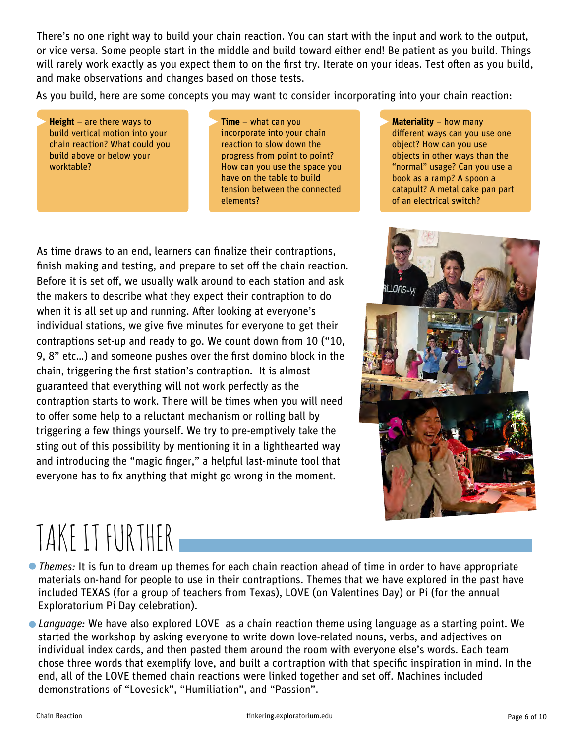There's no one right way to build your chain reaction. You can start with the input and work to the output, or vice versa. Some people start in the middle and build toward either end! Be patient as you build. Things will rarely work exactly as you expect them to on the first try. Iterate on your ideas. Test often as you build, and make observations and changes based on those tests.

As you build, here are some concepts you may want to consider incorporating into your chain reaction:

**Height** – are there ways to build vertical motion into your chain reaction? What could you build above or below your worktable?

**Time** – what can you incorporate into your chain reaction to slow down the progress from point to point? How can you use the space you have on the table to build tension between the connected elements?

**Materiality** – how many different ways can you use one object? How can you use objects in other ways than the "normal" usage? Can you use a book as a ramp? A spoon a catapult? A metal cake pan part of an electrical switch?

As time draws to an end, learners can finalize their contraptions, finish making and testing, and prepare to set off the chain reaction. Before it is set off, we usually walk around to each station and ask the makers to describe what they expect their contraption to do when it is all set up and running. After looking at everyone's individual stations, we give five minutes for everyone to get their contraptions set-up and ready to go. We count down from 10 ("10, 9, 8" etc…) and someone pushes over the first domino block in the chain, triggering the first station's contraption. It is almost guaranteed that everything will not work perfectly as the contraption starts to work. There will be times when you will need to offer some help to a reluctant mechanism or rolling ball by triggering a few things yourself. We try to pre-emptively take the sting out of this possibility by mentioning it in a lighthearted way and introducing the "magic finger," a helpful last-minute tool that everyone has to fix anything that might go wrong in the moment.

# TAKE IT FURTHER

- *Themes:* It is fun to dream up themes for each chain reaction ahead of time in order to have appropriate materials on-hand for people to use in their contraptions. Themes that we have explored in the past have included TEXAS (for a group of teachers from Texas), LOVE (on Valentines Day) or Pi (for the annual Exploratorium Pi Day celebration).
- *Language:* We have also explored LOVE as a chain reaction theme using language as a starting point. We started the workshop by asking everyone to write down love-related nouns, verbs, and adjectives on individual index cards, and then pasted them around the room with everyone else's words. Each team chose three words that exemplify love, and built a contraption with that specific inspiration in mind. In the end, all of the LOVE themed chain reactions were linked together and set off. Machines included demonstrations of "Lovesick", "Humiliation", and "Passion".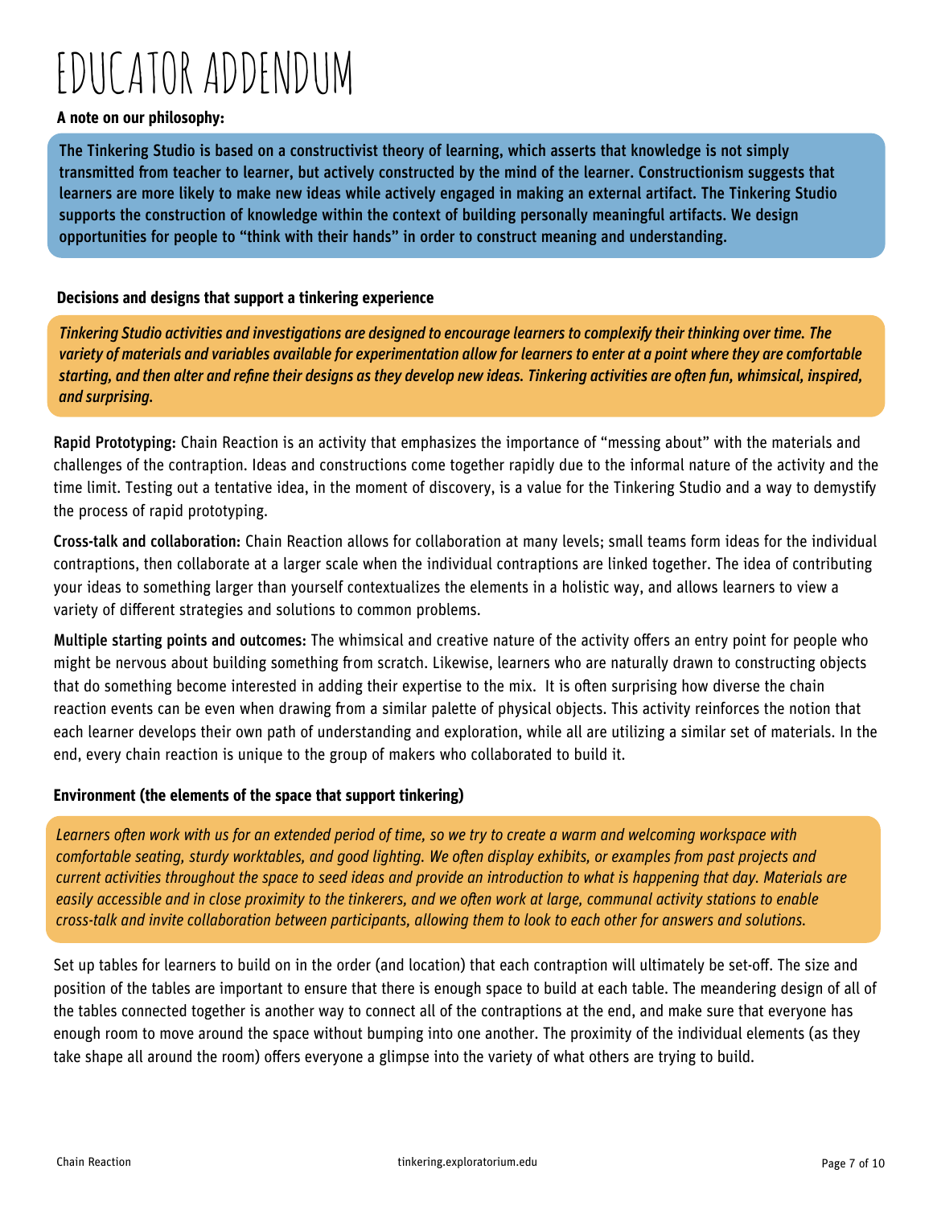# EDUCATOR ADDENDUM

**A note on our philosophy:**

**The Tinkering Studio is based on a constructivist theory of learning, which asserts that knowledge is not simply transmitted from teacher to learner, but actively constructed by the mind of the learner. Constructionism suggests that learners are more likely to make new ideas while actively engaged in making an external artifact. The Tinkering Studio supports the construction of knowledge within the context of building personally meaningful artifacts. We design opportunities for people to "think with their hands" in order to construct meaning and understanding.**

**Decisions and designs that support a tinkering experience**

*Tinkering Studio activities and investigations are designed to encourage learners to complexify their thinking over time. The variety of materials and variables available for experimentation allow for learners to enter at a point where they are comfortable starting, and then alter and refine their designs as they develop new ideas. Tinkering activities are often fun, whimsical, inspired, and surprising.*

**Rapid Prototyping:** Chain Reaction is an activity that emphasizes the importance of "messing about" with the materials and challenges of the contraption. Ideas and constructions come together rapidly due to the informal nature of the activity and the time limit. Testing out a tentative idea, in the moment of discovery, is a value for the Tinkering Studio and a way to demystify the process of rapid prototyping.

**Cross-talk and collaboration:** Chain Reaction allows for collaboration at many levels; small teams form ideas for the individual contraptions, then collaborate at a larger scale when the individual contraptions are linked together. The idea of contributing your ideas to something larger than yourself contextualizes the elements in a holistic way, and allows learners to view a variety of different strategies and solutions to common problems.

**Multiple starting points and outcomes:** The whimsical and creative nature of the activity offers an entry point for people who might be nervous about building something from scratch. Likewise, learners who are naturally drawn to constructing objects that do something become interested in adding their expertise to the mix. It is often surprising how diverse the chain reaction events can be even when drawing from a similar palette of physical objects. This activity reinforces the notion that each learner develops their own path of understanding and exploration, while all are utilizing a similar set of materials. In the end, every chain reaction is unique to the group of makers who collaborated to build it.

**Environment (the elements of the space that support tinkering)**

*Learners often work with us for an extended period of time, so we try to create a warm and welcoming workspace with comfortable seating, sturdy worktables, and good lighting. We often display exhibits, or examples from past projects and current activities throughout the space to seed ideas and provide an introduction to what is happening that day. Materials are easily accessible and in close proximity to the tinkerers, and we often work at large, communal activity stations to enable cross-talk and invite collaboration between participants, allowing them to look to each other for answers and solutions.*

Set up tables for learners to build on in the order (and location) that each contraption will ultimately be set-off. The size and position of the tables are important to ensure that there is enough space to build at each table. The meandering design of all of the tables connected together is another way to connect all of the contraptions at the end, and make sure that everyone has enough room to move around the space without bumping into one another. The proximity of the individual elements (as they take shape all around the room) offers everyone a glimpse into the variety of what others are trying to build.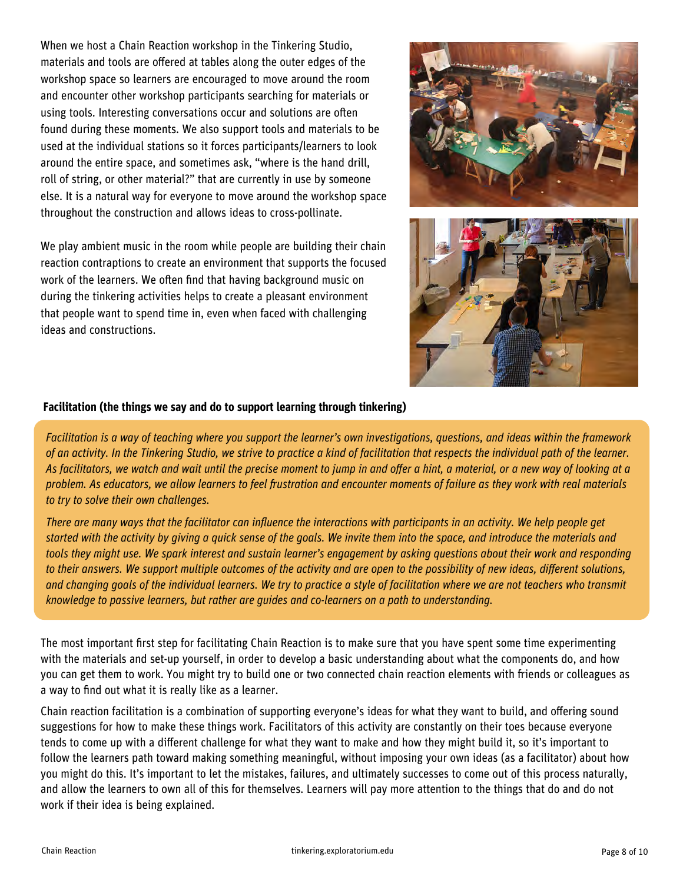When we host a Chain Reaction workshop in the Tinkering Studio, materials and tools are offered at tables along the outer edges of the workshop space so learners are encouraged to move around the room and encounter other workshop participants searching for materials or using tools. Interesting conversations occur and solutions are often found during these moments. We also support tools and materials to be used at the individual stations so it forces participants/learners to look around the entire space, and sometimes ask, "where is the hand drill, roll of string, or other material?" that are currently in use by someone else. It is a natural way for everyone to move around the workshop space throughout the construction and allows ideas to cross-pollinate.

We play ambient music in the room while people are building their chain reaction contraptions to create an environment that supports the focused work of the learners. We often find that having background music on during the tinkering activities helps to create a pleasant environment that people want to spend time in, even when faced with challenging ideas and constructions.

**Facilitation (the things we say and do to support learning through tinkering)**

*Facilitation is a way of teaching where you support the learner's own investigations, questions, and ideas within the framework of an activity. In the Tinkering Studio, we strive to practice a kind of facilitation that respects the individual path of the learner. As facilitators, we watch and wait until the precise moment to jump in and offer a hint, a material, or a new way of looking at a problem. As educators, we allow learners to feel frustration and encounter moments of failure as they work with real materials to try to solve their own challenges.*

*There are many ways that the facilitator can influence the interactions with participants in an activity. We help people get started with the activity by giving a quick sense of the goals. We invite them into the space, and introduce the materials and tools they might use. We spark interest and sustain learner's engagement by asking questions about their work and responding to their answers. We support multiple outcomes of the activity and are open to the possibility of new ideas, different solutions, and changing goals of the individual learners. We try to practice a style of facilitation where we are not teachers who transmit knowledge to passive learners, but rather are guides and co-learners on a path to understanding.*

The most important first step for facilitating Chain Reaction is to make sure that you have spent some time experimenting with the materials and set-up yourself, in order to develop a basic understanding about what the components do, and how you can get them to work. You might try to build one or two connected chain reaction elements with friends or colleagues as a way to find out what it is really like as a learner.

Chain reaction facilitation is a combination of supporting everyone's ideas for what they want to build, and offering sound suggestions for how to make these things work. Facilitators of this activity are constantly on their toes because everyone tends to come up with a different challenge for what they want to make and how they might build it, so it's important to follow the learners path toward making something meaningful, without imposing your own ideas (as a facilitator) about how you might do this. It's important to let the mistakes, failures, and ultimately successes to come out of this process naturally, and allow the learners to own all of this for themselves. Learners will pay more attention to the things that do and do not work if their idea is being explained.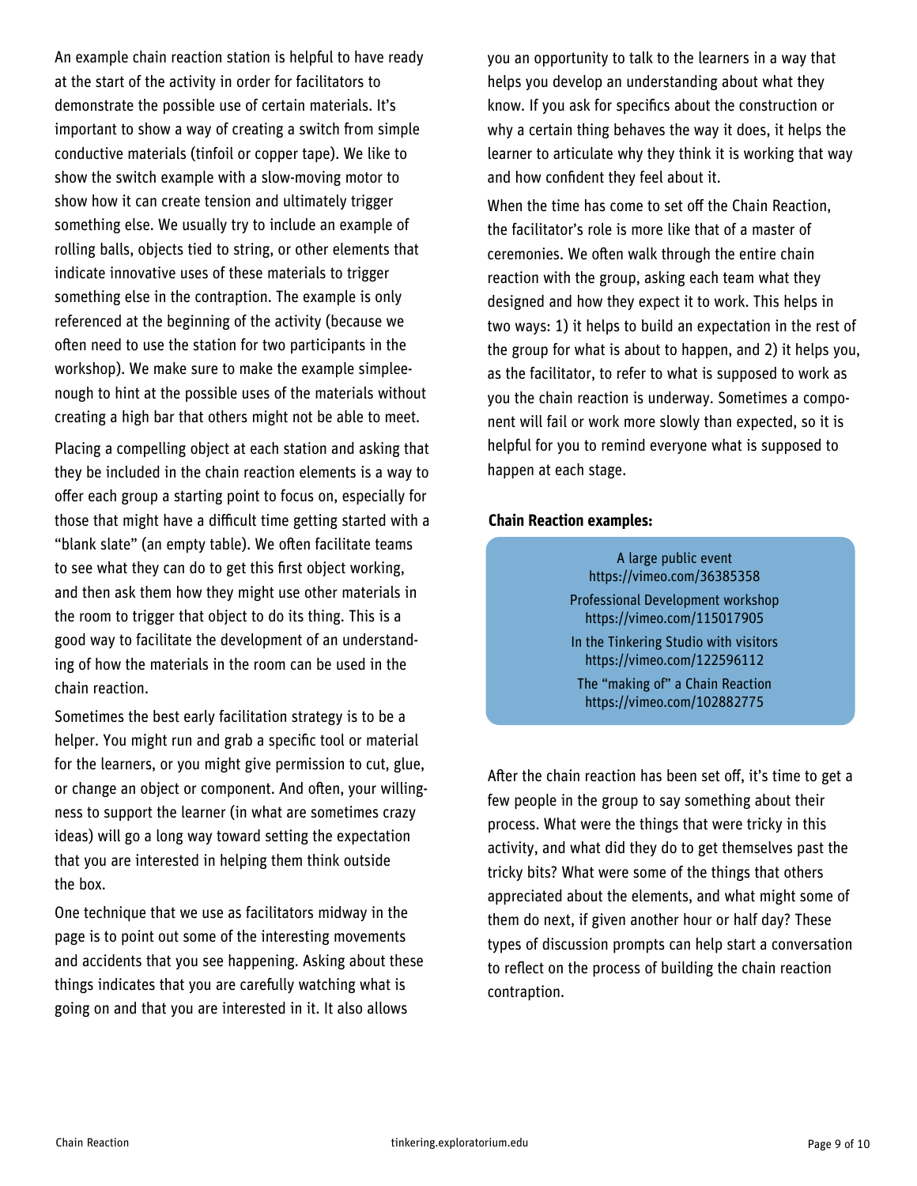An example chain reaction station is helpful to have ready at the start of the activity in order for facilitators to demonstrate the possible use of certain materials. It's important to show a way of creating a switch from simple conductive materials (tinfoil or copper tape). We like to show the switch example with a slow-moving motor to show how it can create tension and ultimately trigger something else. We usually try to include an example of rolling balls, objects tied to string, or other elements that indicate innovative uses of these materials to trigger something else in the contraption. The example is only referenced at the beginning of the activity (because we often need to use the station for two participants in the workshop). We make sure to make the example simpleenough to hint at the possible uses of the materials without creating a high bar that others might not be able to meet.

Placing a compelling object at each station and asking that they be included in the chain reaction elements is a way to offer each group a starting point to focus on, especially for those that might have a difficult time getting started with a "blank slate" (an empty table). We often facilitate teams to see what they can do to get this first object working, and then ask them how they might use other materials in the room to trigger that object to do its thing. This is a good way to facilitate the development of an understanding of how the materials in the room can be used in the chain reaction.

Sometimes the best early facilitation strategy is to be a helper. You might run and grab a specific tool or material for the learners, or you might give permission to cut, glue, or change an object or component. And often, your willingness to support the learner (in what are sometimes crazy ideas) will go a long way toward setting the expectation that you are interested in helping them think outside the box.

One technique that we use as facilitators midway in the page is to point out some of the interesting movements and accidents that you see happening. Asking about these things indicates that you are carefully watching what is going on and that you are interested in it. It also allows you an opportunity to talk to the learners in a way that helps you develop an understanding about what they know. If you ask for specifics about the construction or why a certain thing behaves the way it does, it helps the learner to articulate why they think it is working that way and how confident they feel about it.

When the time has come to set off the Chain Reaction, the facilitator's role is more like that of a master of ceremonies. We often walk through the entire chain reaction with the group, asking each team what they designed and how they expect it to work. This helps in two ways: 1) it helps to build an expectation in the rest of the group for what is about to happen, and 2) it helps you, as the facilitator, to refer to what is supposed to work as you the chain reaction is underway. Sometimes a component will fail or work more slowly than expected, so it is helpful for you to remind everyone what is supposed to happen at each stage.

**Chain Reaction examples:**

A large public event
https://vimeo.com/36385358

Professional Development workshop
https://vimeo.com/115017905

In the Tinkering Studio with visitors
https://vimeo.com/122596112

The "making of" a Chain Reaction
https://vimeo.com/102882775

After the chain reaction has been set off, it's time to get a few people in the group to say something about their process. What were the things that were tricky in this activity, and what did they do to get themselves past the tricky bits? What were some of the things that others appreciated about the elements, and what might some of them do next, if given another hour or half day? These types of discussion prompts can help start a conversation to reflect on the process of building the chain reaction contraption.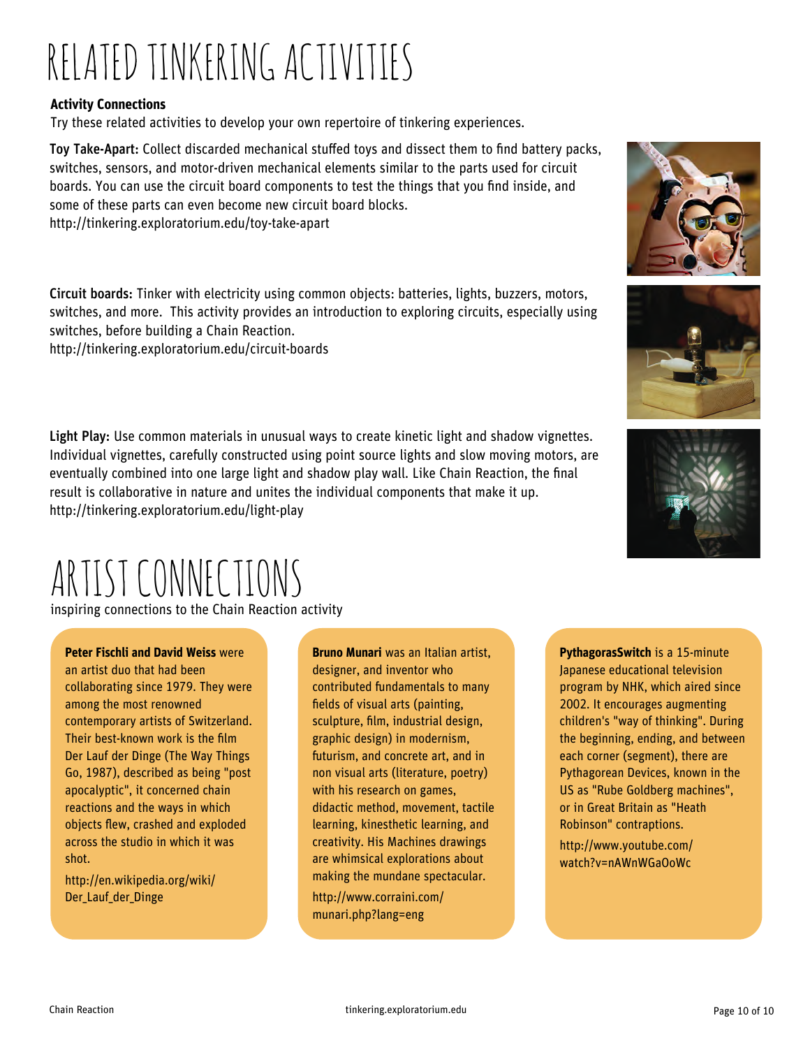# RELATED TINKERING ACTIVITIES

**Activity Connections**

Try these related activities to develop your own repertoire of tinkering experiences.

**Toy Take-Apart:** Collect discarded mechanical stuffed toys and dissect them to find battery packs, switches, sensors, and motor-driven mechanical elements similar to the parts used for circuit boards. You can use the circuit board components to test the things that you find inside, and some of these parts can even become new circuit board blocks.
http://tinkering.exploratorium.edu/toy-take-apart

**Circuit boards:** Tinker with electricity using common objects: batteries, lights, buzzers, motors, switches, and more. This activity provides an introduction to exploring circuits, especially using switches, before building a Chain Reaction.
http://tinkering.exploratorium.edu/circuit-boards

**Light Play:** Use common materials in unusual ways to create kinetic light and shadow vignettes. Individual vignettes, carefully constructed using point source lights and slow moving motors, are eventually combined into one large light and shadow play wall. Like Chain Reaction, the final result is collaborative in nature and unites the individual components that make it up.
http://tinkering.exploratorium.edu/light-play

# ARTIST CONNECTIONS

inspiring connections to the Chain Reaction activity

**Peter Fischli and David Weiss** were an artist duo that had been collaborating since 1979. They were among the most renowned contemporary artists of Switzerland. Their best-known work is the film Der Lauf der Dinge (The Way Things Go, 1987), described as being "post apocalyptic", it concerned chain reactions and the ways in which objects flew, crashed and exploded across the studio in which it was shot.

http://en.wikipedia.org/wiki/Der_Lauf_der_Dinge

**Bruno Munari** was an Italian artist, designer, and inventor who contributed fundamentals to many fields of visual arts (painting, sculpture, film, industrial design, graphic design) in modernism, futurism, and concrete art, and in non visual arts (literature, poetry) with his research on games, didactic method, movement, tactile learning, kinesthetic learning, and creativity. His Machines drawings are whimsical explorations about making the mundane spectacular.

http://www.corraini.com/munari.php?lang=eng

**PythagorasSwitch** is a 15-minute Japanese educational television program by NHK, which aired since 2002. It encourages augmenting children's "way of thinking". During the beginning, ending, and between each corner (segment), there are Pythagorean Devices, known in the US as "Rube Goldberg machines", or in Great Britain as "Heath Robinson" contraptions.

http://www.youtube.com/watch?v=nAWnWGaOoWc